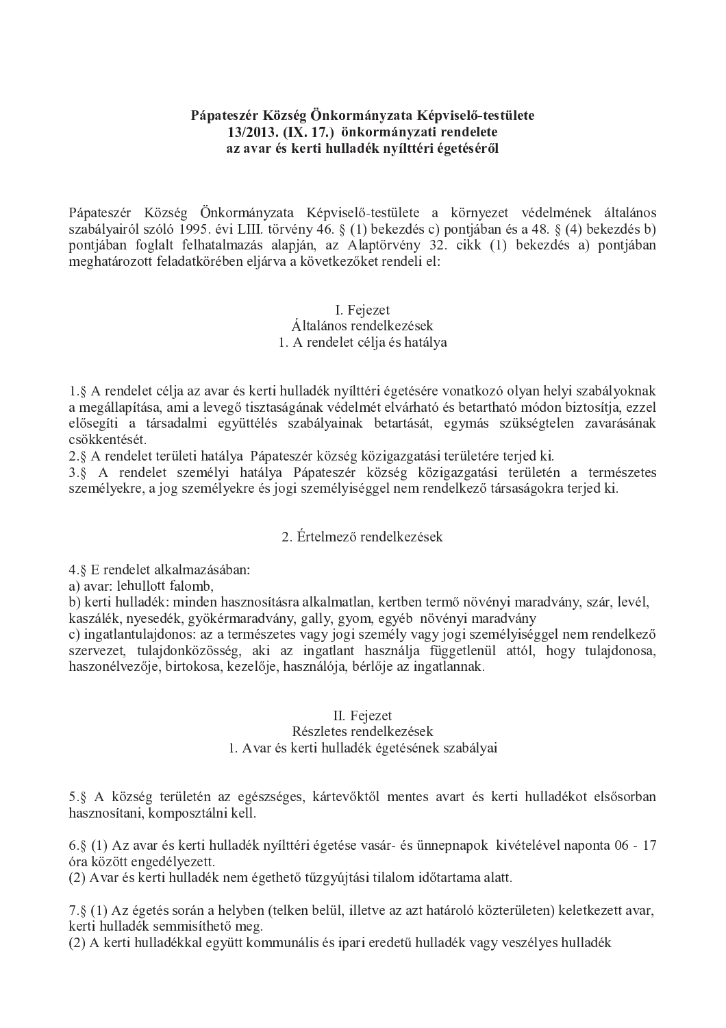**Pápateszér Község Önkormányzata Képviselő-testülete**
**13/2013. (IX. 17.) önkormányzati rendelete**
**az avar és kerti hulladék nyílttéri égetéséről**

Pápateszér Község Önkormányzata Képviselő-testülete a környezet védelmének általános szabályairól szóló 1995. évi LIII. törvény 46. § (1) bekezdés c) pontjában és a 48. § (4) bekezdés b) pontjában foglalt felhatalmazás alapján, az Alaptörvény 32. cikk (1) bekezdés a) pontjában meghatározott feladatkörében eljárva a következőket rendeli el:

I. Fejezet
Általános rendelkezések
1. A rendelet célja és hatálya

1.§ A rendelet célja az avar és kerti hulladék nyílttéri égetésére vonatkozó olyan helyi szabályoknak a megállapítása, ami a levegő tisztaságának védelmét elvárható és betartható módon biztosítja, ezzel elősegíti a társadalmi együttélés szabályainak betartását, egymás szükségtelen zavarásának csökkentését.
2.§ A rendelet területi hatálya Pápateszér község közigazgatási területére terjed ki.
3.§ A rendelet személyi hatálya Pápateszér község közigazgatási területén a természetes személyekre, a jog személyekre és jogi személyiséggel nem rendelkező társaságokra terjed ki.

2. Értelmező rendelkezések

4.§ E rendelet alkalmazásában:
a) avar: lehullott falomb,
b) kerti hulladék: minden hasznosításra alkalmatlan, kertben termő növényi maradvány, szár, levél, kaszálék, nyesedék, gyökérmaradvány, gally, gyom, egyéb növényi maradvány
c) ingatlantulajdonos: az a természetes vagy jogi személy vagy jogi személyiséggel nem rendelkező szervezet, tulajdonközösség, aki az ingatlant használja függetlenül attól, hogy tulajdonosa, haszonélvezője, birtokosa, kezelője, használója, bérlője az ingatlannak.

II. Fejezet
Részletes rendelkezések
1. Avar és kerti hulladék égetésének szabályai

5.§ A község területén az egészséges, kártevőktől mentes avart és kerti hulladékot elsősorban hasznosítani, komposztálni kell.

6.§ (1) Az avar és kerti hulladék nyílttéri égetése vasár- és ünnepnapok kivételével naponta 06 - 17 óra között engedélyezett.
(2) Avar és kerti hulladék nem égethető tűzgyújtási tilalom időtartama alatt.

7.§ (1) Az égetés során a helyben (telken belül, illetve az azt határoló közterületen) keletkezett avar, kerti hulladék semmisíthető meg.
(2) A kerti hulladékkal együtt kommunális és ipari eredetű hulladék vagy veszélyes hulladék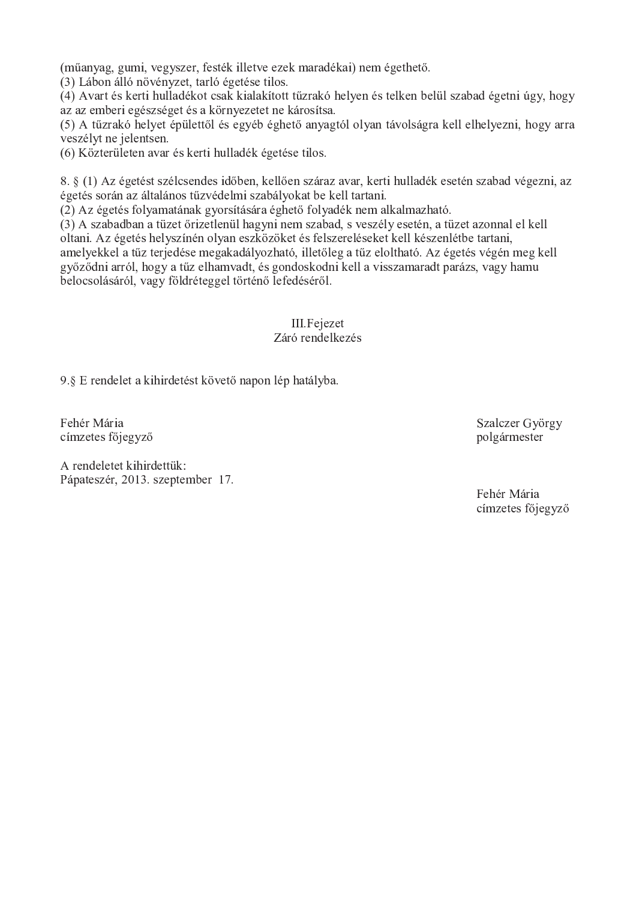(műanyag, gumi, vegyszer, festék illetve ezek maradékai) nem égethető.
(3) Lábon álló növényzet, tarló égetése tilos.
(4) Avart és kerti hulladékot csak kialakított tűzrakó helyen és telken belül szabad égetni úgy, hogy az az emberi egészséget és a környezetet ne károsítsa.
(5) A tűzrakó helyet épülettől és egyéb éghető anyagtól olyan távolságra kell elhelyezni, hogy arra veszélyt ne jelentsen.
(6) Közterületen avar és kerti hulladék égetése tilos.

8. § (1) Az égetést szélcsendes időben, kellően száraz avar, kerti hulladék esetén szabad végezni, az égetés során az általános tűzvédelmi szabályokat be kell tartani.
(2) Az égetés folyamatának gyorsítására éghető folyadék nem alkalmazható.
(3) A szabadban a tüzet őrizetlenül hagyni nem szabad, s veszély esetén, a tüzet azonnal el kell oltani. Az égetés helyszínén olyan eszközöket és felszereléseket kell készenlétbe tartani, amelyekkel a tűz terjedése megakadályozható, illetőleg a tűz eloltható. Az égetés végén meg kell győződni arról, hogy a tűz elhamvadt, és gondoskodni kell a visszamaradt parázs, vagy hamu belocsolásáról, vagy földréteggel történő lefedéséről.

## III.Fejezet
## Záró rendelkezés

9.§ E rendelet a kihirdetést követő napon lép hatályba.

Fehér Mária
címzetes főjegyző

Szalczer György
polgármester

A rendeletet kihirdettük:
Pápateszér, 2013. szeptember 17.

Fehér Mária
címzetes főjegyző